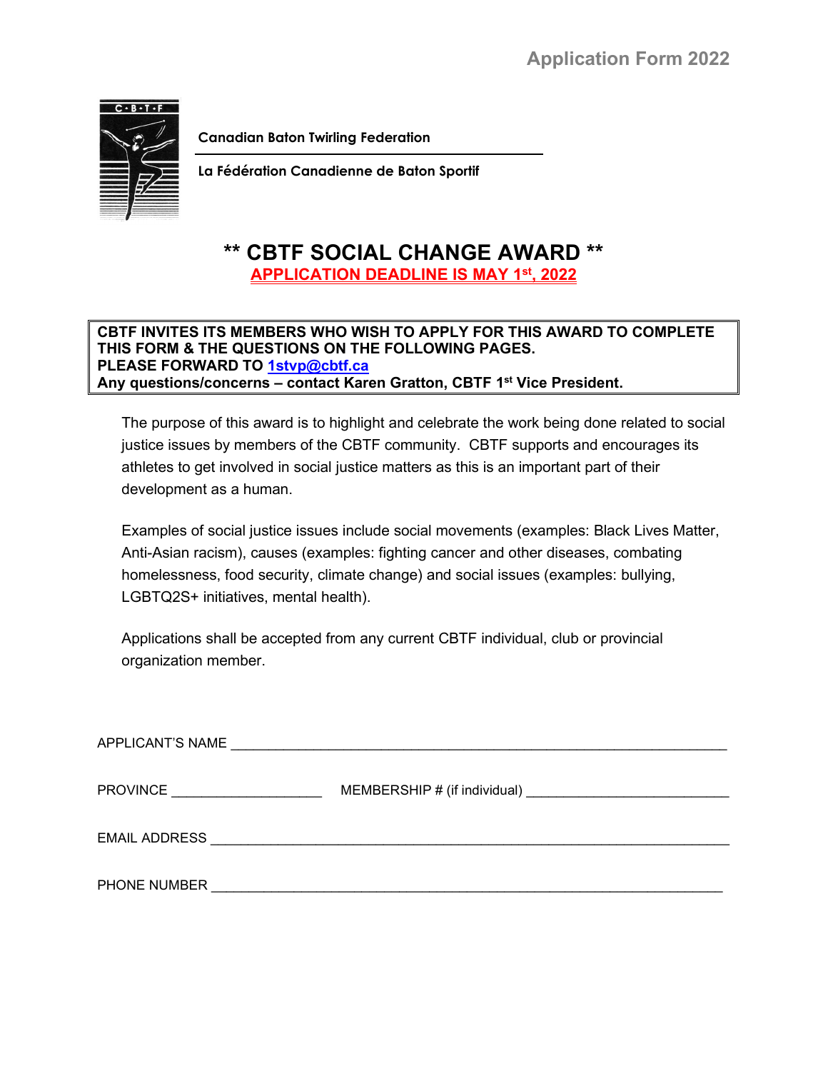Application Form 2022

**Canadian Baton Twirling Federation**

**La Fédération Canadienne de Baton Sportif**

# ** CBTF SOCIAL CHANGE AWARD **

**APPLICATION DEADLINE IS MAY 1st, 2022**

**CBTF INVITES ITS MEMBERS WHO WISH TO APPLY FOR THIS AWARD TO COMPLETE THIS FORM & THE QUESTIONS ON THE FOLLOWING PAGES.**
**PLEASE FORWARD TO 1stvp@cbtf.ca**
**Any questions/concerns – contact Karen Gratton, CBTF 1st Vice President.**

The purpose of this award is to highlight and celebrate the work being done related to social justice issues by members of the CBTF community. CBTF supports and encourages its athletes to get involved in social justice matters as this is an important part of their development as a human.

Examples of social justice issues include social movements (examples: Black Lives Matter, Anti-Asian racism), causes (examples: fighting cancer and other diseases, combating homelessness, food security, climate change) and social issues (examples: bullying, LGBTQ2S+ initiatives, mental health).

Applications shall be accepted from any current CBTF individual, club or provincial organization member.

APPLICANT'S NAME ______________________________________________________________

PROVINCE ___________________ MEMBERSHIP # (if individual) _________________________

EMAIL ADDRESS _________________________________________________________________

PHONE NUMBER _________________________________________________________________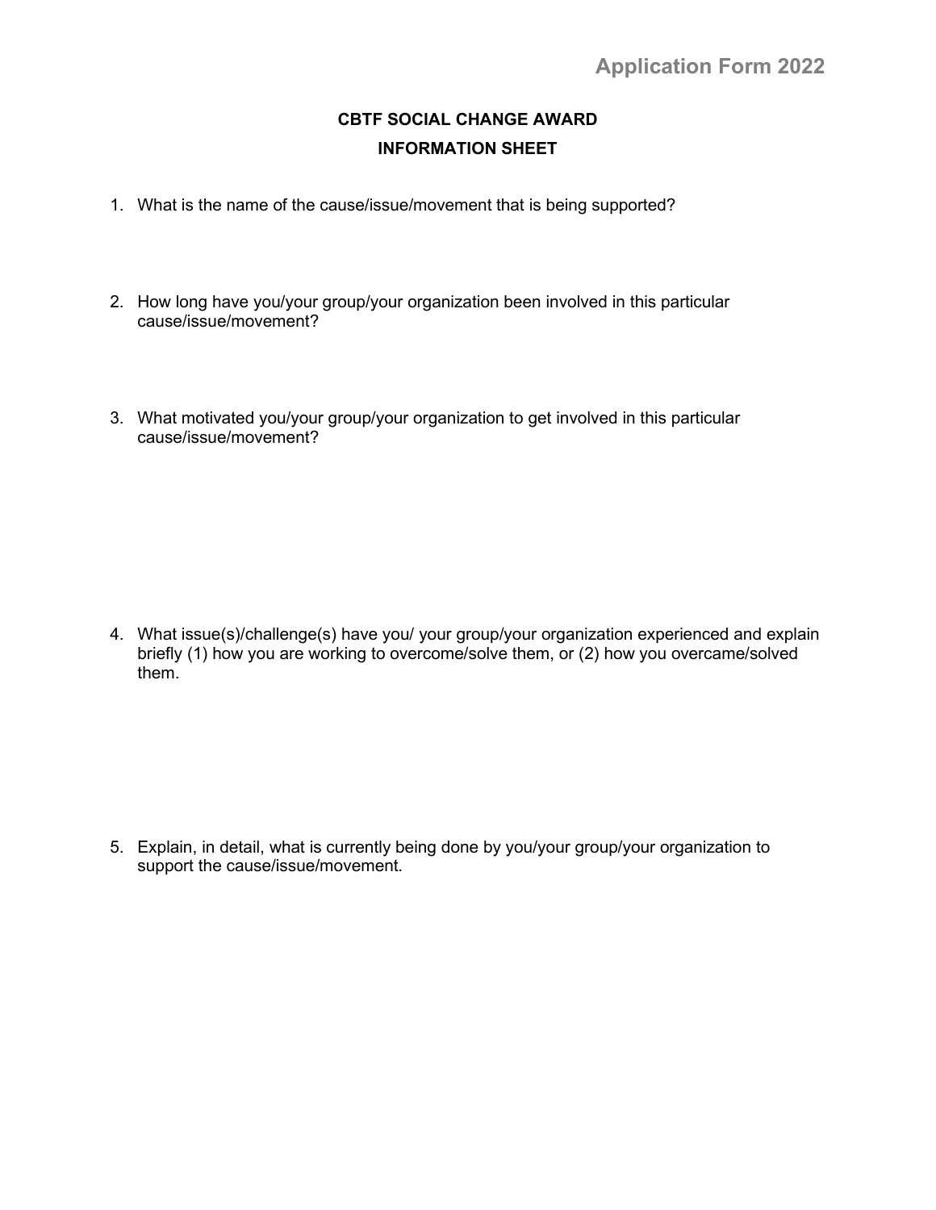Application Form 2022

## CBTF SOCIAL CHANGE AWARD

## INFORMATION SHEET

1. What is the name of the cause/issue/movement that is being supported?

2. How long have you/your group/your organization been involved in this particular cause/issue/movement?

3. What motivated you/your group/your organization to get involved in this particular cause/issue/movement?

4. What issue(s)/challenge(s) have you/ your group/your organization experienced and explain briefly (1) how you are working to overcome/solve them, or (2) how you overcame/solved them.

5. Explain, in detail, what is currently being done by you/your group/your organization to support the cause/issue/movement.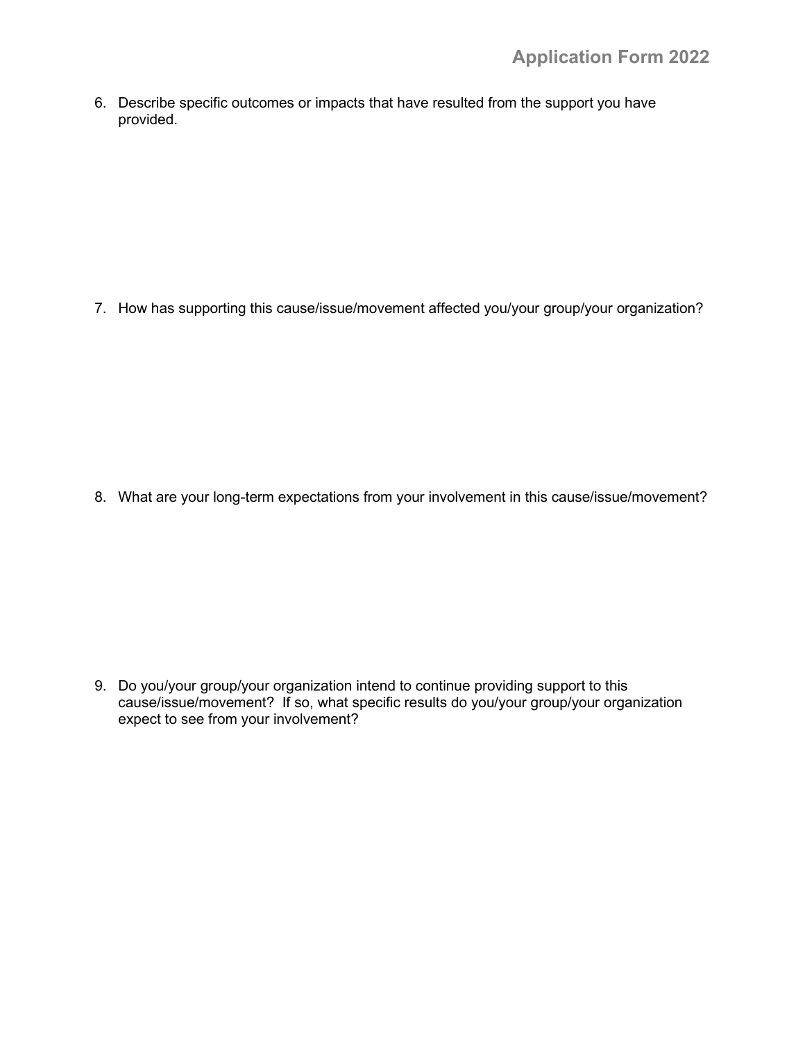6. Describe specific outcomes or impacts that have resulted from the support you have provided.

7. How has supporting this cause/issue/movement affected you/your group/your organization?

8. What are your long-term expectations from your involvement in this cause/issue/movement?

9. Do you/your group/your organization intend to continue providing support to this cause/issue/movement? If so, what specific results do you/your group/your organization expect to see from your involvement?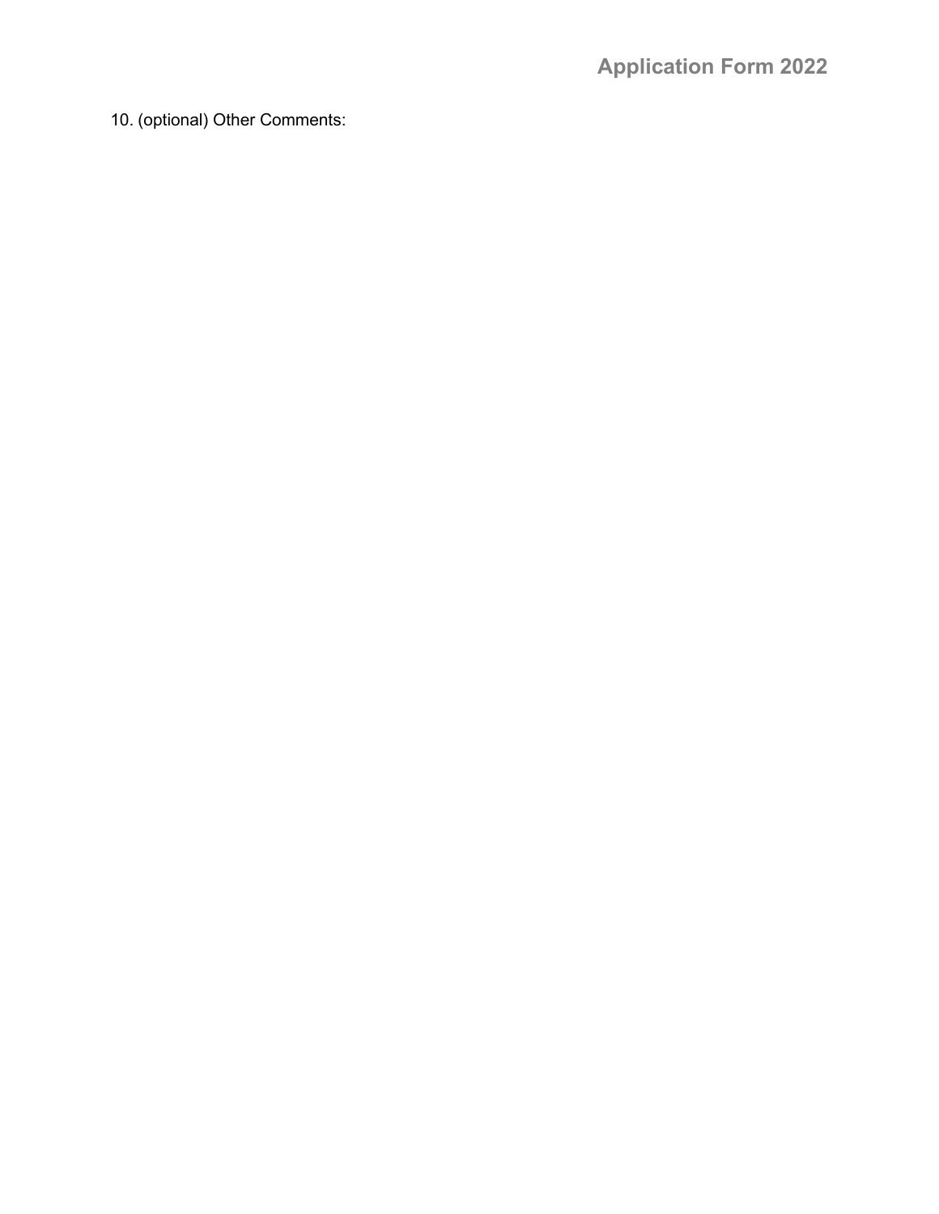10. (optional) Other Comments: